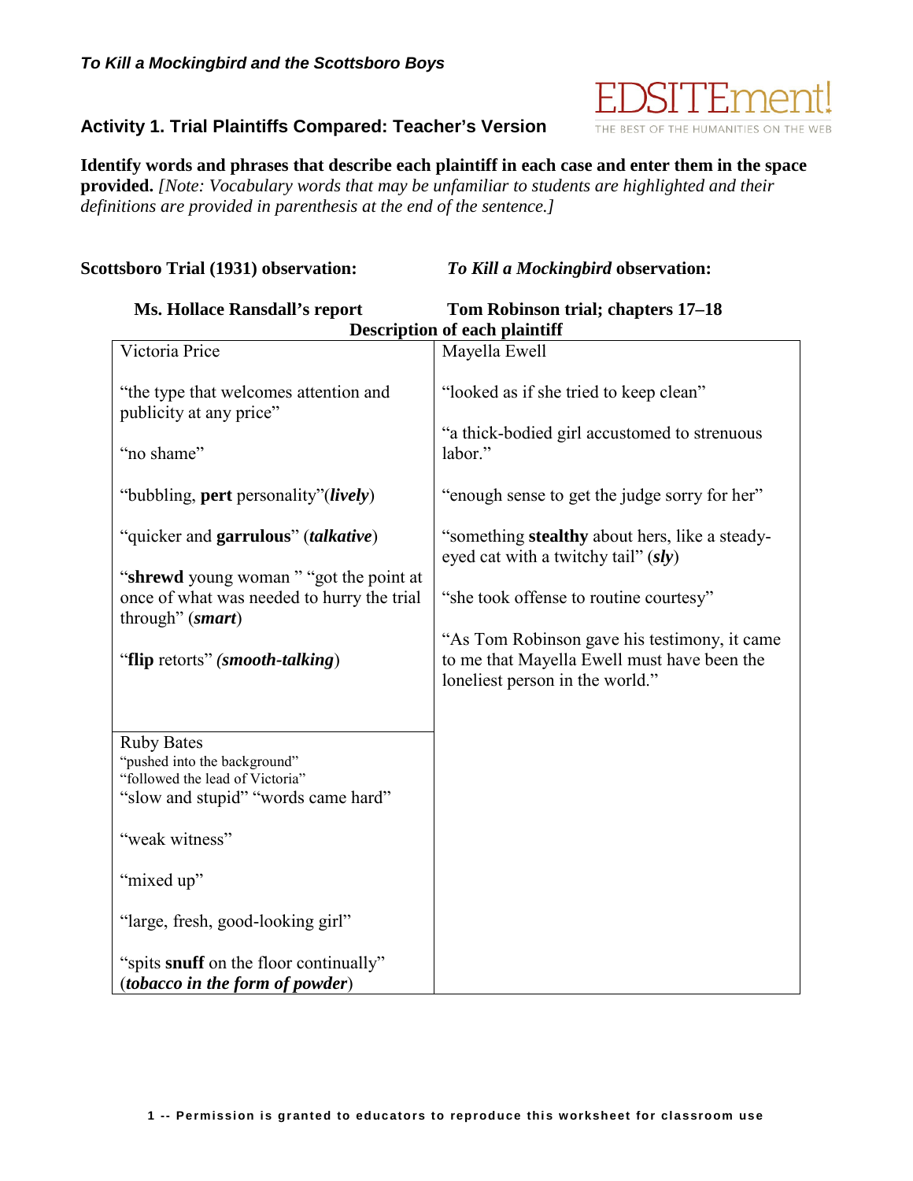***To Kill a Mockingbird and the Scottsboro Boys***

## Activity 1. Trial Plaintiffs Compared: Teacher's Version

**Identify words and phrases that describe each plaintiff in each case and enter them in the space provided.** *[Note: Vocabulary words that may be unfamiliar to students are highlighted and their definitions are provided in parenthesis at the end of the sentence.]*

**Scottsboro Trial (1931) observation:** | ***To Kill a Mockingbird*** **observation:**

| **Ms. Hollace Ransdall's report** | **Tom Robinson trial; chapters 17–18** |
|---|---|
| **Description of each plaintiff** | |
| Victoria Price<br><br>"the type that welcomes attention and publicity at any price"<br><br>"no shame"<br><br>"bubbling, **pert** personality"(***lively***)<br><br>"quicker and **garrulous**" (***talkative***)<br><br>"**shrewd** young woman " "got the point at once of what was needed to hurry the trial through" (***smart***)<br><br>"**flip** retorts" ***(smooth-talking***) | Mayella Ewell<br><br>"looked as if she tried to keep clean"<br><br>"a thick-bodied girl accustomed to strenuous labor."<br><br>"enough sense to get the judge sorry for her"<br><br>"something **stealthy** about hers, like a steady-eyed cat with a twitchy tail" (***sly***)<br><br>"she took offense to routine courtesy"<br><br>"As Tom Robinson gave his testimony, it came to me that Mayella Ewell must have been the loneliest person in the world." |
| Ruby Bates<br>"pushed into the background"<br>"followed the lead of Victoria"<br>"slow and stupid" "words came hard"<br><br>"weak witness"<br><br>"mixed up"<br><br>"large, fresh, good-looking girl"<br><br>"spits **snuff** on the floor continually" (***tobacco in the form of powder***) | |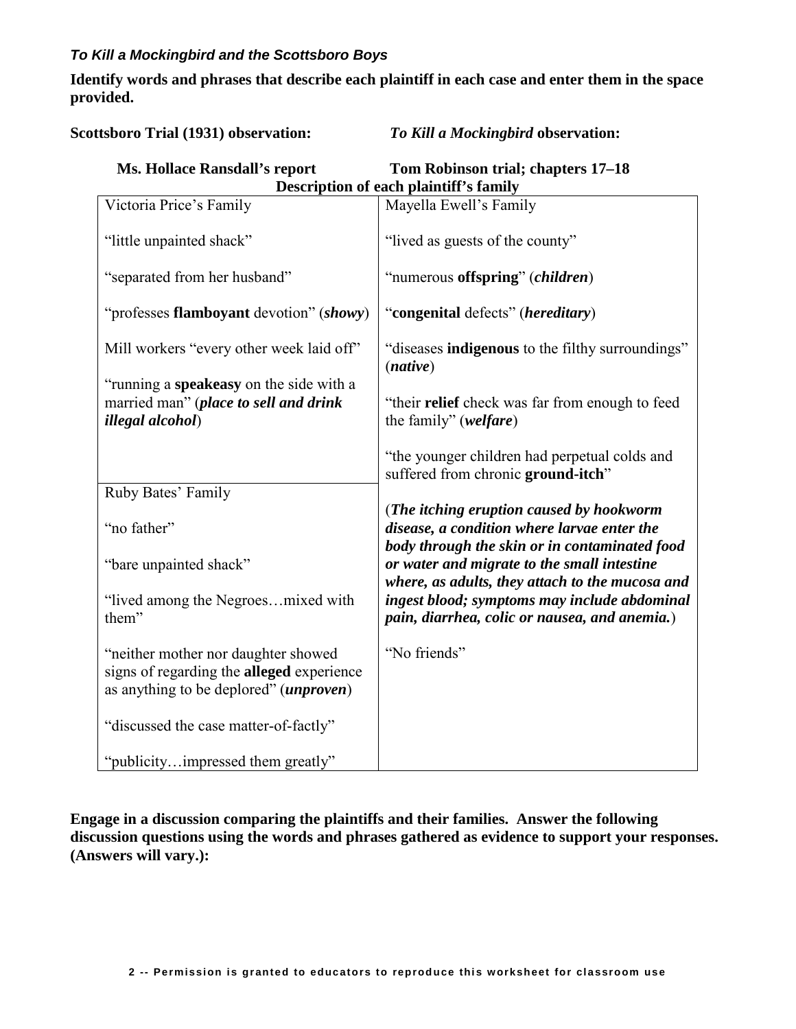***To Kill a Mockingbird and the Scottsboro Boys***

**Identify words and phrases that describe each plaintiff in each case and enter them in the space provided.**

**Scottsboro Trial (1931) observation:** ***To Kill a Mockingbird*** **observation:**

**Ms. Hollace Ransdall's report** **Tom Robinson trial; chapters 17–18**

**Description of each plaintiff's family**

| Victoria Price's Family | Mayella Ewell's Family |
|---|---|
| "little unpainted shack"<br><br>"separated from her husband"<br><br>"professes **flamboyant** devotion" (***showy***)<br><br>Mill workers "every other week laid off"<br><br>"running a **speakeasy** on the side with a married man" (***place to sell and drink illegal alcohol***) | "lived as guests of the county"<br><br>"numerous **offspring**" (***children***)<br><br>"**congenital** defects" (***hereditary***)<br><br>"diseases **indigenous** to the filthy surroundings" (***native***)<br><br>"their **relief** check was far from enough to feed the family" (***welfare***)<br><br>"the younger children had perpetual colds and suffered from chronic **ground-itch**"<br><br>(***The itching eruption caused by hookworm disease, a condition where larvae enter the body through the skin or in contaminated food or water and migrate to the small intestine where, as adults, they attach to the mucosa and ingest blood; symptoms may include abdominal pain, diarrhea, colic or nausea, and anemia.***)<br><br>"No friends" |
| Ruby Bates' Family<br><br>"no father"<br><br>"bare unpainted shack"<br><br>"lived among the Negroes…mixed with them"<br><br>"neither mother nor daughter showed signs of regarding the **alleged** experience as anything to be deplored" (***unproven***)<br><br>"discussed the case matter-of-factly"<br><br>"publicity…impressed them greatly" | |

**Engage in a discussion comparing the plaintiffs and their families. Answer the following discussion questions using the words and phrases gathered as evidence to support your responses. (Answers will vary.):**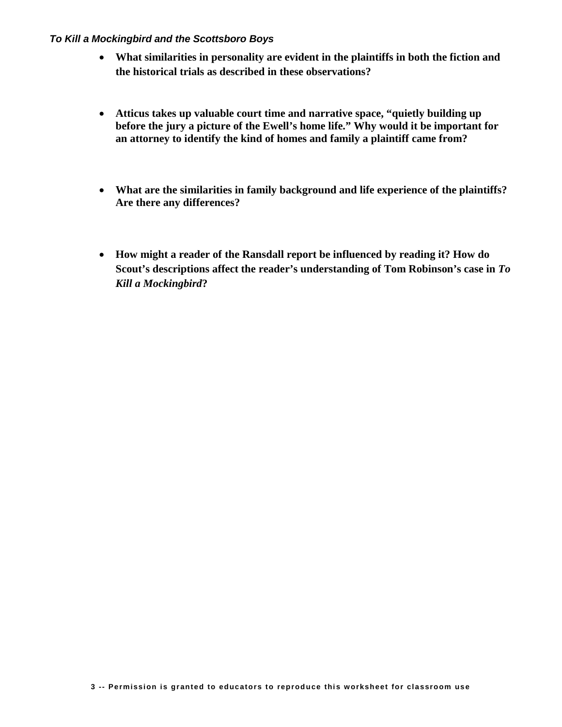***To Kill a Mockingbird and the Scottsboro Boys***

- **What similarities in personality are evident in the plaintiffs in both the fiction and the historical trials as described in these observations?**

- **Atticus takes up valuable court time and narrative space, "quietly building up before the jury a picture of the Ewell's home life." Why would it be important for an attorney to identify the kind of homes and family a plaintiff came from?**

- **What are the similarities in family background and life experience of the plaintiffs? Are there any differences?**

- **How might a reader of the Ransdall report be influenced by reading it? How do Scout's descriptions affect the reader's understanding of Tom Robinson's case in *To Kill a Mockingbird*?**